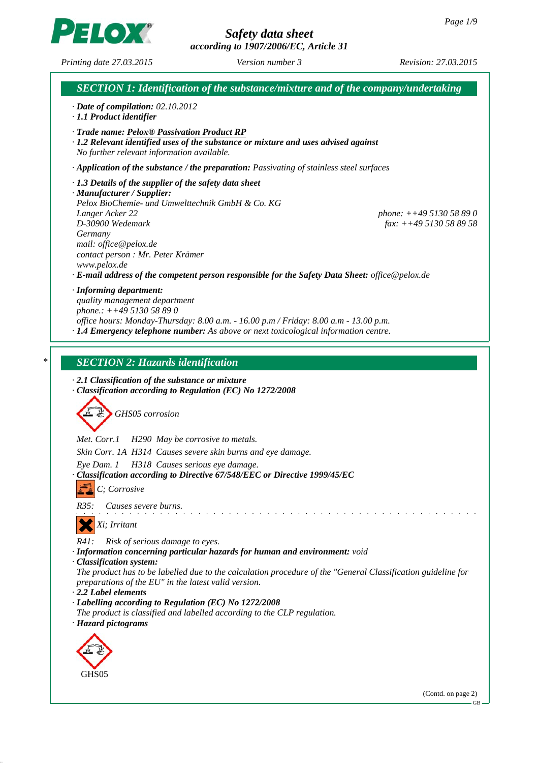# Safety data sheet
according to 1907/2006/EC, Article 31

Printing date 27.03.2015 Version number 3 Revision: 27.03.2015

## SECTION 1: Identification of the substance/mixture and of the company/undertaking

· **Date of compilation:** 02.10.2012
· **1.1 Product identifier**

· **Trade name:** **Pelox® Passivation Product RP**
· **1.2 Relevant identified uses of the substance or mixture and uses advised against**
No further relevant information available.

· **Application of the substance / the preparation:** Passivating of stainless steel surfaces

· **1.3 Details of the supplier of the safety data sheet**
· **Manufacturer / Supplier:**
Pelox BioChemie- und Umwelttechnik GmbH & Co. KG
Langer Acker 22
D-30900 Wedemark
Germany
mail: office@pelox.de
contact person : Mr. Peter Krämer
www.pelox.de
phone: ++49 5130 58 89 0
fax: ++49 5130 58 89 58
· **E-mail address of the competent person responsible for the Safety Data Sheet:** office@pelox.de

· **Informing department:**
quality management department
phone.: ++49 5130 58 89 0
office hours: Monday-Thursday: 8.00 a.m. - 16.00 p.m / Friday: 8.00 a.m - 13.00 p.m.
· **1.4 Emergency telephone number:** As above or next toxicological information centre.

## * SECTION 2: Hazards identification

· **2.1 Classification of the substance or mixture**
· **Classification according to Regulation (EC) No 1272/2008**

GHS05 corrosion

Met. Corr.1 H290 May be corrosive to metals.

Skin Corr. 1A H314 Causes severe skin burns and eye damage.

Eye Dam. 1 H318 Causes serious eye damage.

· **Classification according to Directive 67/548/EEC or Directive 1999/45/EC**

C; Corrosive

R35: Causes severe burns.

Xi; Irritant

R41: Risk of serious damage to eyes.
· **Information concerning particular hazards for human and environment:** void
· **Classification system:**
The product has to be labelled due to the calculation procedure of the "General Classification guideline for preparations of the EU" in the latest valid version.
· **2.2 Label elements**
· **Labelling according to Regulation (EC) No 1272/2008**
The product is classified and labelled according to the CLP regulation.
· **Hazard pictograms**

GHS05

(Contd. on page 2)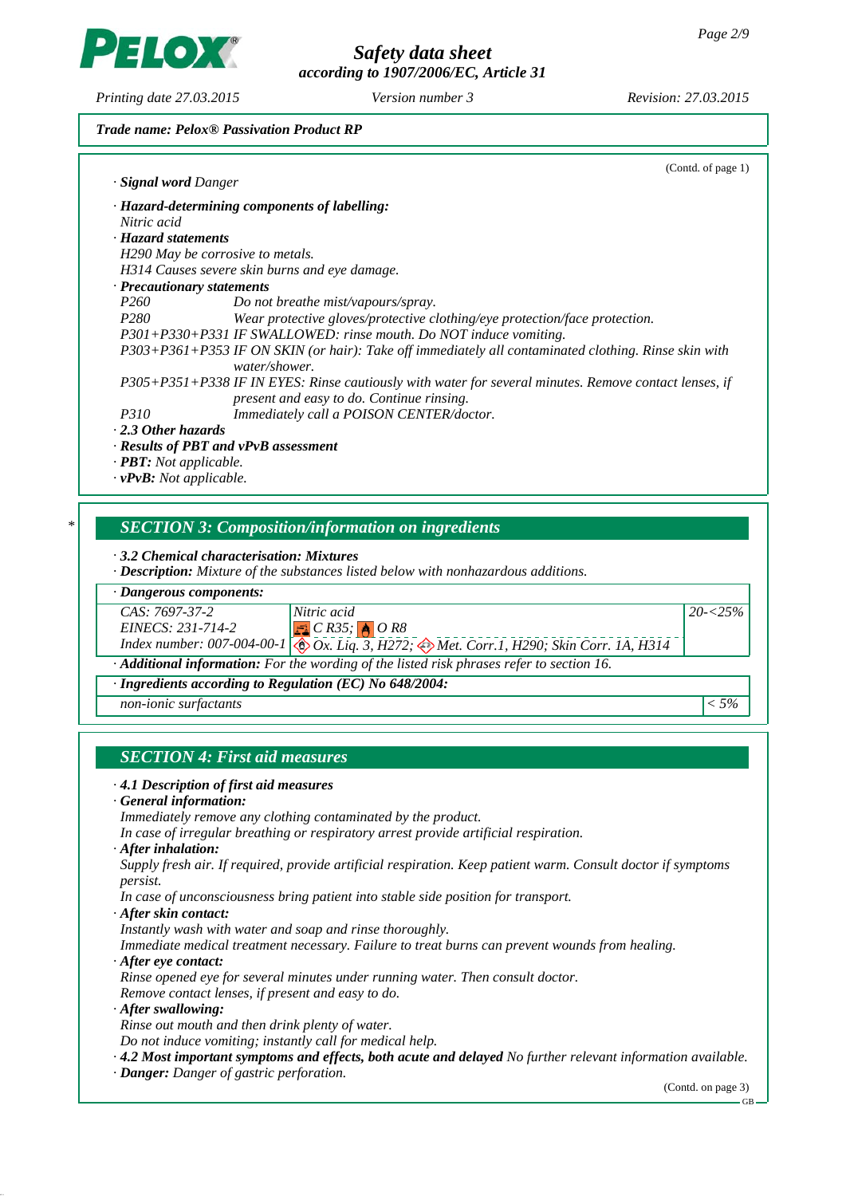**Trade name: Pelox® Passivation Product RP**

(Contd. of page 1)

· **Signal word** Danger

· **Hazard-determining components of labelling:**
Nitric acid

· **Hazard statements**
H290 May be corrosive to metals.
H314 Causes severe skin burns and eye damage.

· **Precautionary statements**

| | |
|---|---|
| P260 | Do not breathe mist/vapours/spray. |
| P280 | Wear protective gloves/protective clothing/eye protection/face protection. |
| P301+P330+P331 | IF SWALLOWED: rinse mouth. Do NOT induce vomiting. |
| P303+P361+P353 | IF ON SKIN (or hair): Take off immediately all contaminated clothing. Rinse skin with water/shower. |
| P305+P351+P338 | IF IN EYES: Rinse cautiously with water for several minutes. Remove contact lenses, if present and easy to do. Continue rinsing. |
| P310 | Immediately call a POISON CENTER/doctor. |

· **2.3 Other hazards**

· **Results of PBT and vPvB assessment**

· **PBT:** Not applicable.

· **vPvB:** Not applicable.

## SECTION 3: Composition/information on ingredients

· **3.2 Chemical characterisation: Mixtures**

· **Description:** Mixture of the substances listed below with nonhazardous additions.

· **Dangerous components:**

| | | |
|---|---|---|
| CAS: 7697-37-2<br>EINECS: 231-714-2<br>Index number: 007-004-00-1 | Nitric acid<br>C R35; O R8<br>Ox. Liq. 3, H272; Met. Corr.1, H290; Skin Corr. 1A, H314 | 20-<25% |

· **Additional information:** For the wording of the listed risk phrases refer to section 16.

· **Ingredients according to Regulation (EC) No 648/2004:**

| | |
|---|---|
| non-ionic surfactants | < 5% |

## SECTION 4: First aid measures

· **4.1 Description of first aid measures**

· **General information:**
Immediately remove any clothing contaminated by the product.
In case of irregular breathing or respiratory arrest provide artificial respiration.

· **After inhalation:**
Supply fresh air. If required, provide artificial respiration. Keep patient warm. Consult doctor if symptoms persist.
In case of unconsciousness bring patient into stable side position for transport.

· **After skin contact:**
Instantly wash with water and soap and rinse thoroughly.
Immediate medical treatment necessary. Failure to treat burns can prevent wounds from healing.

· **After eye contact:**
Rinse opened eye for several minutes under running water. Then consult doctor.
Remove contact lenses, if present and easy to do.

· **After swallowing:**
Rinse out mouth and then drink plenty of water.
Do not induce vomiting; instantly call for medical help.

· **4.2 Most important symptoms and effects, both acute and delayed** No further relevant information available.

· **Danger:** Danger of gastric perforation.

(Contd. on page 3)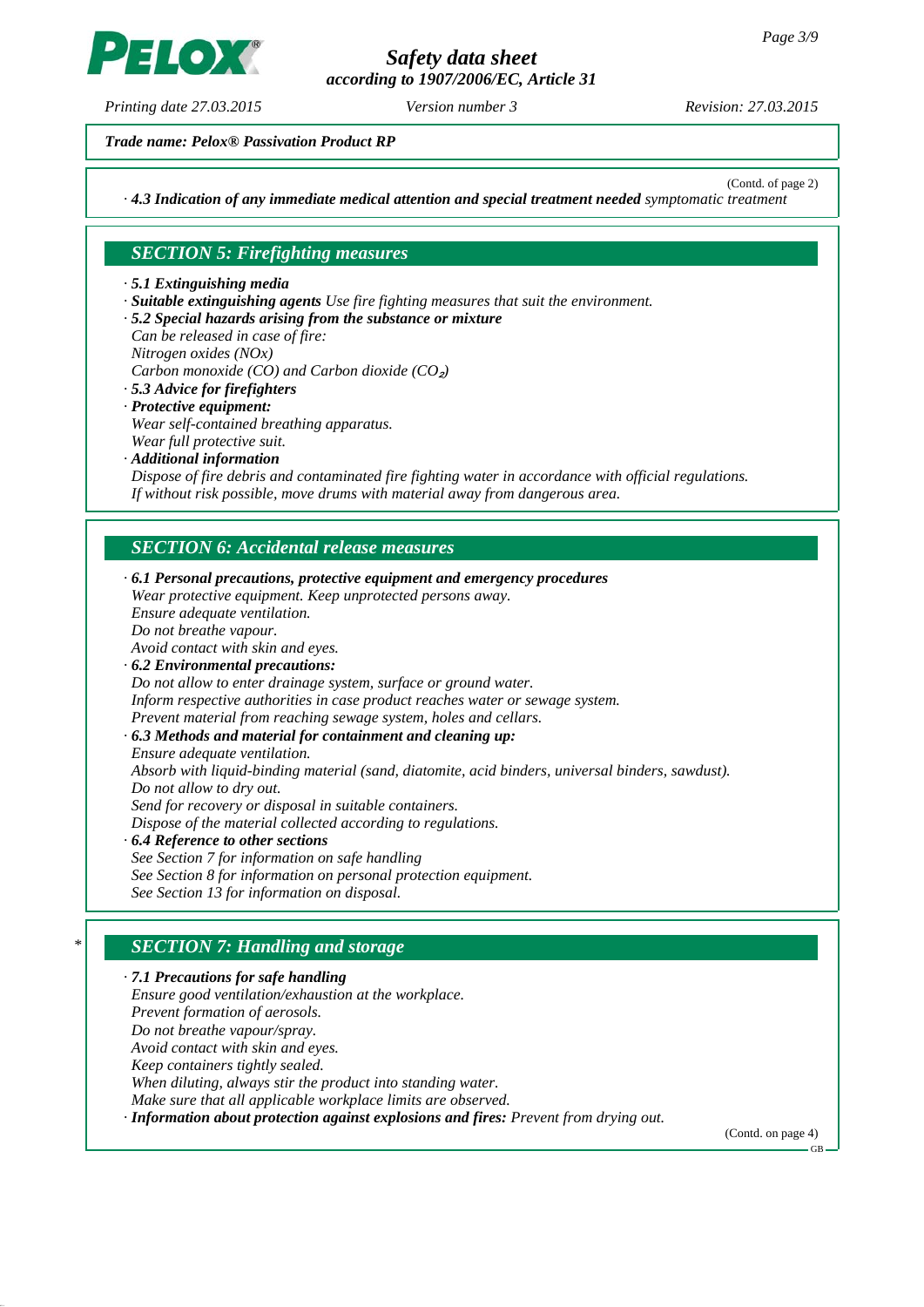*Trade name: Pelox® Passivation Product RP*

(Contd. of page 2)

· **4.3 Indication of any immediate medical attention and special treatment needed** symptomatic treatment

## SECTION 5: Firefighting measures

· **5.1 Extinguishing media**
· **Suitable extinguishing agents** Use fire fighting measures that suit the environment.
· **5.2 Special hazards arising from the substance or mixture**
Can be released in case of fire:
Nitrogen oxides (NOx)
Carbon monoxide (CO) and Carbon dioxide ($CO_2$)
· **5.3 Advice for firefighters**
· **Protective equipment:**
Wear self-contained breathing apparatus.
Wear full protective suit.
· **Additional information**
Dispose of fire debris and contaminated fire fighting water in accordance with official regulations.
If without risk possible, move drums with material away from dangerous area.

## SECTION 6: Accidental release measures

· **6.1 Personal precautions, protective equipment and emergency procedures**
Wear protective equipment. Keep unprotected persons away.
Ensure adequate ventilation.
Do not breathe vapour.
Avoid contact with skin and eyes.
· **6.2 Environmental precautions:**
Do not allow to enter drainage system, surface or ground water.
Inform respective authorities in case product reaches water or sewage system.
Prevent material from reaching sewage system, holes and cellars.
· **6.3 Methods and material for containment and cleaning up:**
Ensure adequate ventilation.
Absorb with liquid-binding material (sand, diatomite, acid binders, universal binders, sawdust).
Do not allow to dry out.
Send for recovery or disposal in suitable containers.
Dispose of the material collected according to regulations.
· **6.4 Reference to other sections**
See Section 7 for information on safe handling
See Section 8 for information on personal protection equipment.
See Section 13 for information on disposal.

\* 

## SECTION 7: Handling and storage

· **7.1 Precautions for safe handling**
Ensure good ventilation/exhaustion at the workplace.
Prevent formation of aerosols.
Do not breathe vapour/spray.
Avoid contact with skin and eyes.
Keep containers tightly sealed.
When diluting, always stir the product into standing water.
Make sure that all applicable workplace limits are observed.
· **Information about protection against explosions and fires:** Prevent from drying out.

(Contd. on page 4)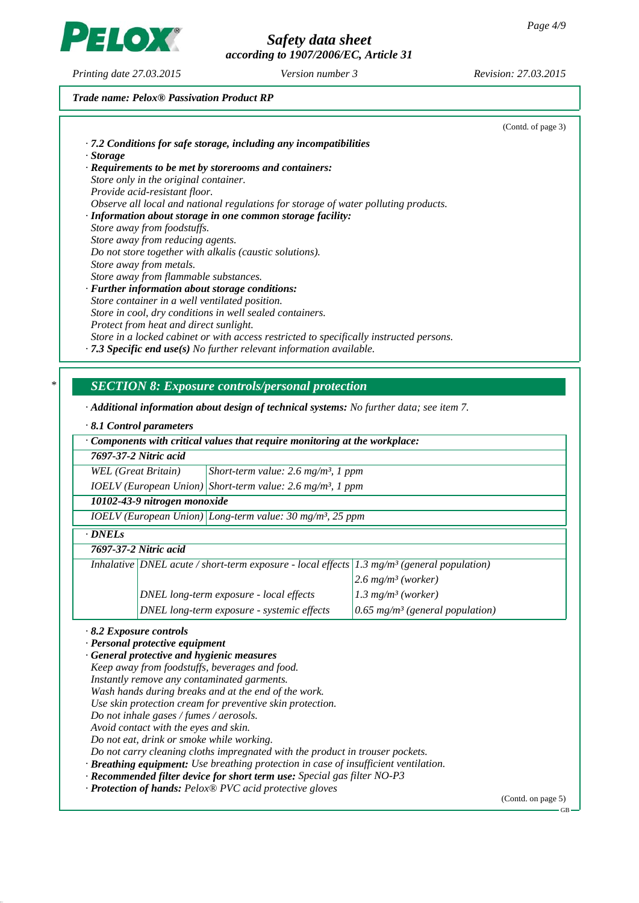*Trade name: Pelox® Passivation Product RP*

(Contd. of page 3)

· ***7.2 Conditions for safe storage, including any incompatibilities***
· ***Storage***
· ***Requirements to be met by storerooms and containers:***
*Store only in the original container.*
*Provide acid-resistant floor.*
*Observe all local and national regulations for storage of water polluting products.*
· ***Information about storage in one common storage facility:***
*Store away from foodstuffs.*
*Store away from reducing agents.*
*Do not store together with alkalis (caustic solutions).*
*Store away from metals.*
*Store away from flammable substances.*
· ***Further information about storage conditions:***
*Store container in a well ventilated position.*
*Store in cool, dry conditions in well sealed containers.*
*Protect from heat and direct sunlight.*
*Store in a locked cabinet or with access restricted to specifically instructed persons.*
· ***7.3 Specific end use(s)*** *No further relevant information available.*

## SECTION 8: Exposure controls/personal protection

· ***Additional information about design of technical systems:*** *No further data; see item 7.*

· ***8.1 Control parameters***

| · ***Components with critical values that require monitoring at the workplace:*** | |
|---|---|
| ***7697-37-2 Nitric acid*** | |
| *WEL (Great Britain)* | *Short-term value: 2.6 mg/m³, 1 ppm* |
| *IOELV (European Union)* | *Short-term value: 2.6 mg/m³, 1 ppm* |
| ***10102-43-9 nitrogen monoxide*** | |
| *IOELV (European Union)* | *Long-term value: 30 mg/m³, 25 ppm* |

| · ***DNELs*** | | |
|---|---|---|
| ***7697-37-2 Nitric acid*** | | |
| *Inhalative* | *DNEL acute / short-term exposure - local effects* | *1.3 mg/m³ (general population)* |
| | | *2.6 mg/m³ (worker)* |
| | *DNEL long-term exposure - local effects* | *1.3 mg/m³ (worker)* |
| | *DNEL long-term exposure - systemic effects* | *0.65 mg/m³ (general population)* |

· ***8.2 Exposure controls***
· ***Personal protective equipment***
· ***General protective and hygienic measures***
*Keep away from foodstuffs, beverages and food.*
*Instantly remove any contaminated garments.*
*Wash hands during breaks and at the end of the work.*
*Use skin protection cream for preventive skin protection.*
*Do not inhale gases / fumes / aerosols.*
*Avoid contact with the eyes and skin.*
*Do not eat, drink or smoke while working.*
*Do not carry cleaning cloths impregnated with the product in trouser pockets.*
· ***Breathing equipment:*** *Use breathing protection in case of insufficient ventilation.*
· ***Recommended filter device for short term use:*** *Special gas filter NO-P3*
· ***Protection of hands:*** *Pelox® PVC acid protective gloves*

(Contd. on page 5)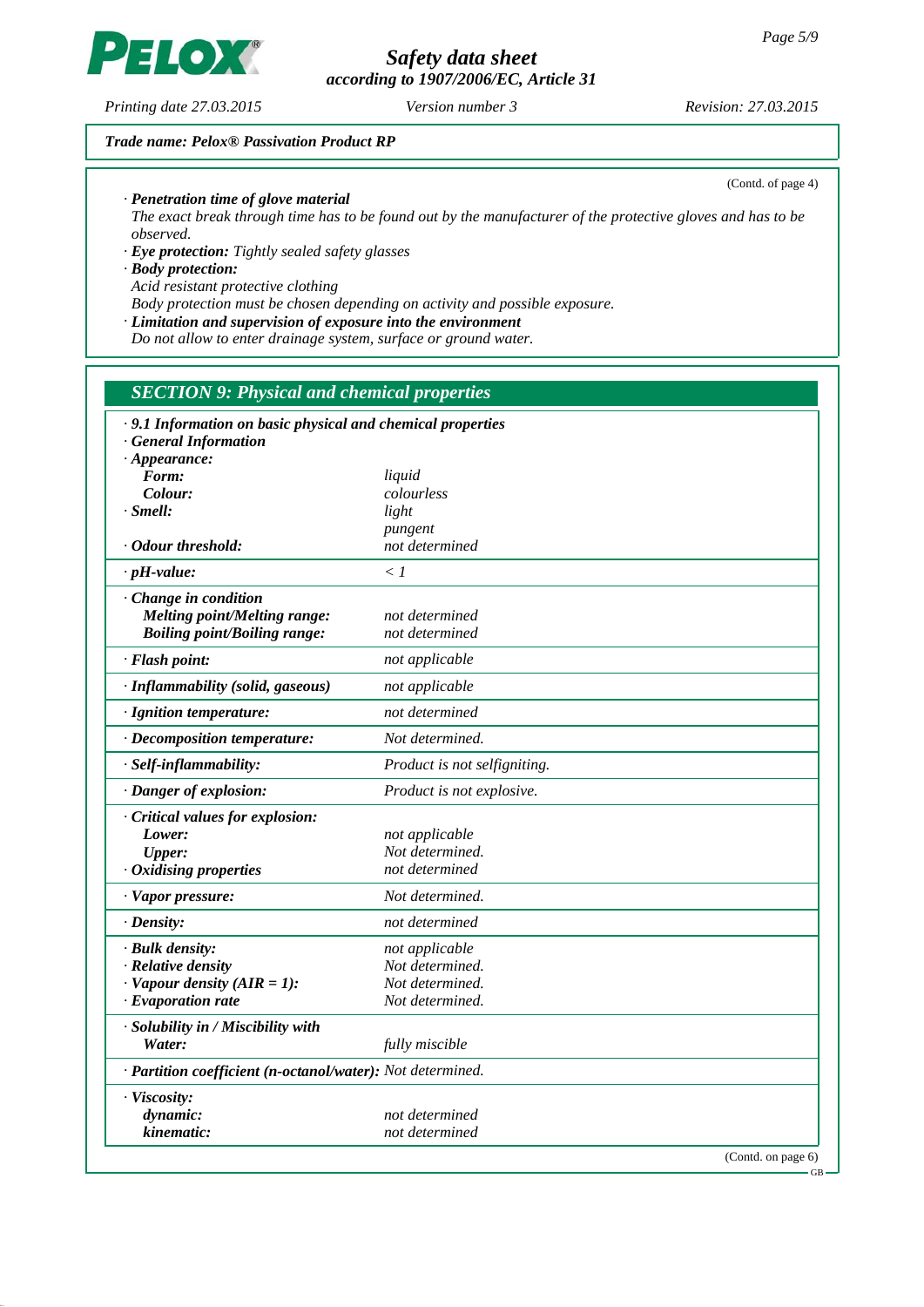**Trade name: Pelox® Passivation Product RP**

(Contd. of page 4)

· **Penetration time of glove material**
The exact break through time has to be found out by the manufacturer of the protective gloves and has to be observed.

· **Eye protection:** Tightly sealed safety glasses

· **Body protection:**
Acid resistant protective clothing
Body protection must be chosen depending on activity and possible exposure.

· **Limitation and supervision of exposure into the environment**
Do not allow to enter drainage system, surface or ground water.

## SECTION 9: Physical and chemical properties

· **9.1 Information on basic physical and chemical properties**

· **General Information**

| Property | Value |
|---|---|
| · **Appearance:** | |
| **Form:** | liquid |
| **Colour:** | colourless |
| · **Smell:** | light pungent |
| · **Odour threshold:** | not determined |
| · **pH-value:** | < 1 |
| · **Change in condition** | |
| **Melting point/Melting range:** | not determined |
| **Boiling point/Boiling range:** | not determined |
| · **Flash point:** | not applicable |
| · **Inflammability (solid, gaseous)** | not applicable |
| · **Ignition temperature:** | not determined |
| · **Decomposition temperature:** | Not determined. |
| · **Self-inflammability:** | Product is not selfigniting. |
| · **Danger of explosion:** | Product is not explosive. |
| · **Critical values for explosion:** | |
| **Lower:** | not applicable |
| **Upper:** | Not determined. |
| · **Oxidising properties** | not determined |
| · **Vapor pressure:** | Not determined. |
| · **Density:** | not determined |
| · **Bulk density:** | not applicable |
| · **Relative density** | Not determined. |
| · **Vapour density (AIR = 1):** | Not determined. |
| · **Evaporation rate** | Not determined. |
| · **Solubility in / Miscibility with** | |
| **Water:** | fully miscible |
| · **Partition coefficient (n-octanol/water):** | Not determined. |
| · **Viscosity:** | |
| **dynamic:** | not determined |
| **kinematic:** | not determined |

(Contd. on page 6)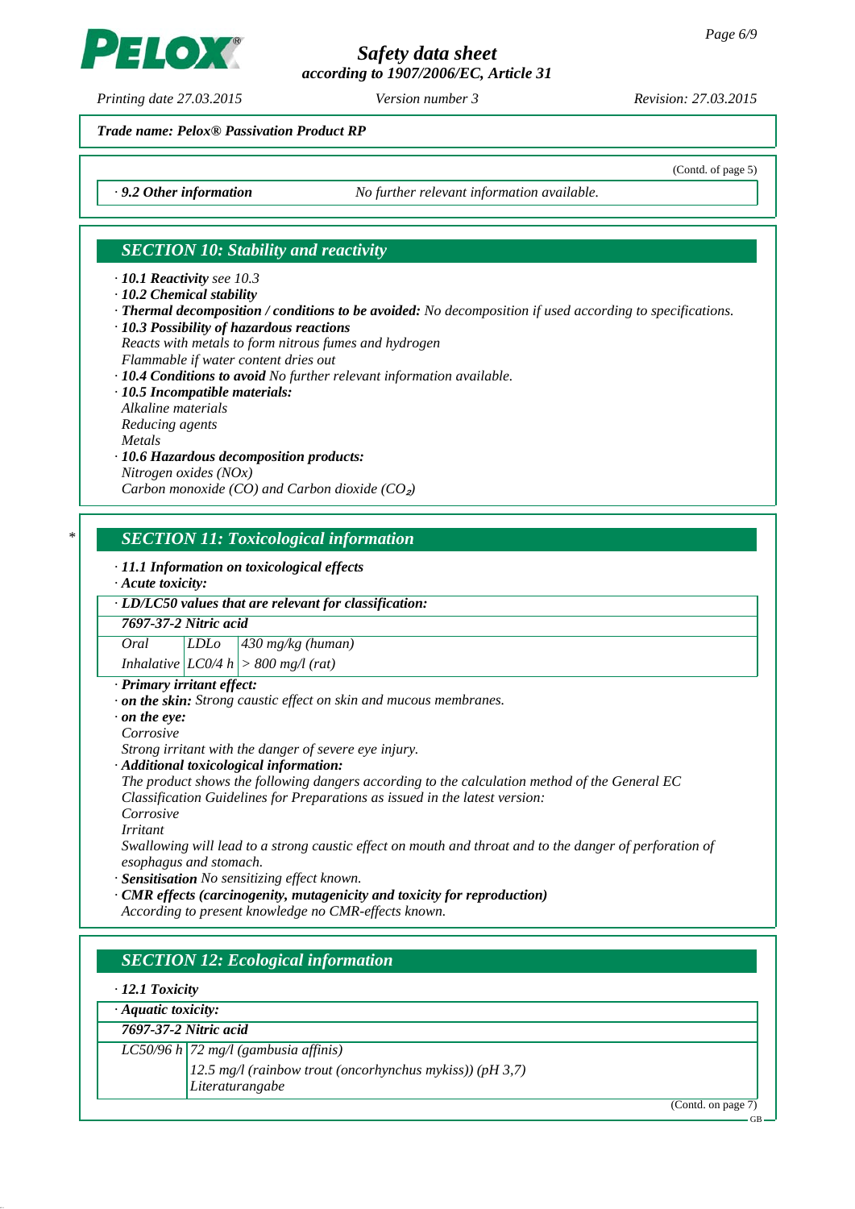Trade name: Pelox® Passivation Product RP

(Contd. of page 5)

· **9.2 Other information** *No further relevant information available.*

## SECTION 10: Stability and reactivity

· **10.1 Reactivity** see 10.3
· **10.2 Chemical stability**
· **Thermal decomposition / conditions to be avoided:** No decomposition if used according to specifications.
· **10.3 Possibility of hazardous reactions**
Reacts with metals to form nitrous fumes and hydrogen
Flammable if water content dries out
· **10.4 Conditions to avoid** No further relevant information available.
· **10.5 Incompatible materials:**
Alkaline materials
Reducing agents
Metals
· **10.6 Hazardous decomposition products:**
Nitrogen oxides (NOx)
Carbon monoxide (CO) and Carbon dioxide ($CO_2$)

## SECTION 11: Toxicological information

· **11.1 Information on toxicological effects**
· **Acute toxicity:**

| · LD/LC50 values that are relevant for classification: | | |
|---|---|---|
| **7697-37-2 Nitric acid** | | |
| Oral | LDLo | 430 mg/kg (human) |
| Inhalative | LC0/4 h | > 800 mg/l (rat) |

· **Primary irritant effect:**
· **on the skin:** Strong caustic effect on skin and mucous membranes.
· **on the eye:**
Corrosive
Strong irritant with the danger of severe eye injury.
· **Additional toxicological information:**
The product shows the following dangers according to the calculation method of the General EC Classification Guidelines for Preparations as issued in the latest version:
Corrosive
Irritant
Swallowing will lead to a strong caustic effect on mouth and throat and to the danger of perforation of esophagus and stomach.
· **Sensitisation** No sensitizing effect known.
· **CMR effects (carcinogenity, mutagenicity and toxicity for reproduction)**
According to present knowledge no CMR-effects known.

## SECTION 12: Ecological information

· **12.1 Toxicity**

| · Aquatic toxicity: | |
|---|---|
| **7697-37-2 Nitric acid** | |
| LC50/96 h | 72 mg/l (gambusia affinis) |
| | 12.5 mg/l (rainbow trout (oncorhynchus mykiss)) (pH 3,7) Literaturangabe |

(Contd. on page 7)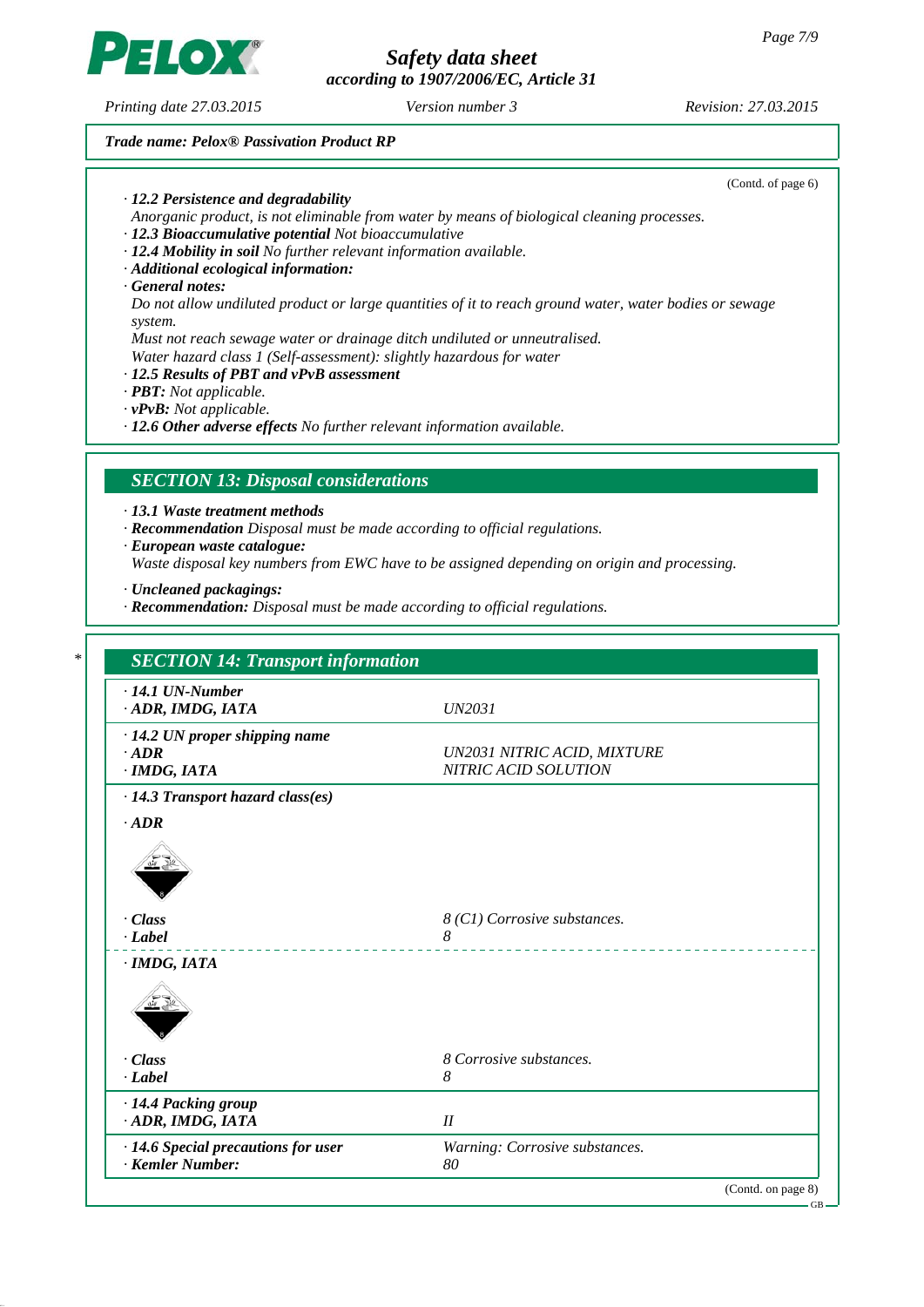Trade name: Pelox® Passivation Product RP

(Contd. of page 6)

· **12.2 Persistence and degradability**
Anorganic product, is not eliminable from water by means of biological cleaning processes.
· **12.3 Bioaccumulative potential** Not bioaccumulative
· **12.4 Mobility in soil** No further relevant information available.
· **Additional ecological information:**
· **General notes:**
Do not allow undiluted product or large quantities of it to reach ground water, water bodies or sewage system.
Must not reach sewage water or drainage ditch undiluted or unneutralised.
Water hazard class 1 (Self-assessment): slightly hazardous for water
· **12.5 Results of PBT and vPvB assessment**
· **PBT:** Not applicable.
· **vPvB:** Not applicable.
· **12.6 Other adverse effects** No further relevant information available.

## SECTION 13: Disposal considerations

· **13.1 Waste treatment methods**
· **Recommendation** Disposal must be made according to official regulations.
· **European waste catalogue:**
Waste disposal key numbers from EWC have to be assigned depending on origin and processing.

· **Uncleaned packagings:**
· **Recommendation:** Disposal must be made according to official regulations.

## SECTION 14: Transport information

| | |
|---|---|
| · **14.1 UN-Number** | |
| · **ADR, IMDG, IATA** | UN2031 |
| · **14.2 UN proper shipping name** | |
| · **ADR** | UN2031 NITRIC ACID, MIXTURE |
| · **IMDG, IATA** | NITRIC ACID SOLUTION |
| · **14.3 Transport hazard class(es)** | |
| · **ADR** | |
| · **Class** | 8 (C1) Corrosive substances. |
| · **Label** | 8 |
| · **IMDG, IATA** | |
| · **Class** | 8 Corrosive substances. |
| · **Label** | 8 |
| · **14.4 Packing group** | |
| · **ADR, IMDG, IATA** | II |
| · **14.6 Special precautions for user** | Warning: Corrosive substances. |
| · **Kemler Number:** | 80 |

(Contd. on page 8)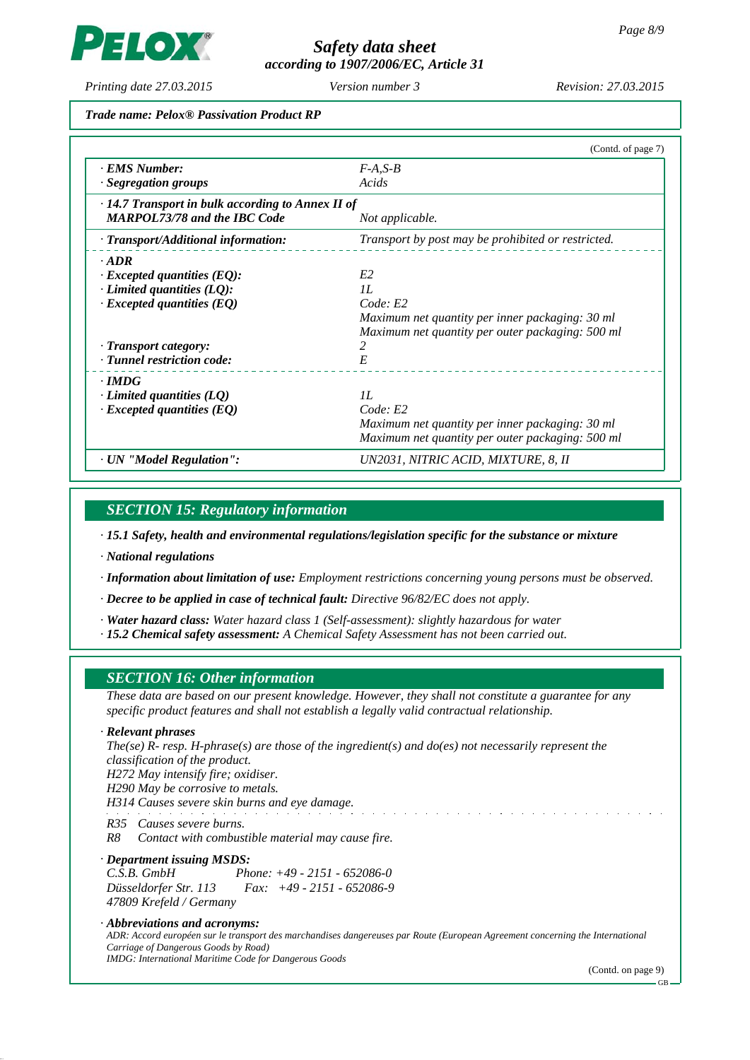*Trade name: Pelox® Passivation Product RP*

(Contd. of page 7)

| | |
|---|---|
| · **EMS Number:** | F-A,S-B |
| · **Segregation groups** | Acids |
| · **14.7 Transport in bulk according to Annex II of MARPOL73/78 and the IBC Code** | Not applicable. |
| · **Transport/Additional information:** | Transport by post may be prohibited or restricted. |
| · **ADR** | |
| · **Excepted quantities (EQ):** | E2 |
| · **Limited quantities (LQ):** | 1L |
| · **Excepted quantities (EQ)** | Code: E2<br>Maximum net quantity per inner packaging: 30 ml<br>Maximum net quantity per outer packaging: 500 ml |
| · **Transport category:** | 2 |
| · **Tunnel restriction code:** | E |
| · **IMDG** | |
| · **Limited quantities (LQ)** | 1L |
| · **Excepted quantities (EQ)** | Code: E2<br>Maximum net quantity per inner packaging: 30 ml<br>Maximum net quantity per outer packaging: 500 ml |
| · **UN "Model Regulation":** | UN2031, NITRIC ACID, MIXTURE, 8, II |

## SECTION 15: Regulatory information

· **15.1 Safety, health and environmental regulations/legislation specific for the substance or mixture**

· **National regulations**

· **Information about limitation of use:** Employment restrictions concerning young persons must be observed.

· **Decree to be applied in case of technical fault:** Directive 96/82/EC does not apply.

· **Water hazard class:** Water hazard class 1 (Self-assessment): slightly hazardous for water

· **15.2 Chemical safety assessment:** A Chemical Safety Assessment has not been carried out.

## SECTION 16: Other information

These data are based on our present knowledge. However, they shall not constitute a guarantee for any specific product features and shall not establish a legally valid contractual relationship.

· **Relevant phrases**

The(se) R- resp. H-phrase(s) are those of the ingredient(s) and do(es) not necessarily represent the classification of the product.

H272 May intensify fire; oxidiser.

H290 May be corrosive to metals.

H314 Causes severe skin burns and eye damage.

R35 Causes severe burns.

R8 Contact with combustible material may cause fire.

· **Department issuing MSDS:**

C.S.B. GmbH — Phone: +49 - 2151 - 652086-0

Düsseldorfer Str. 113 — Fax: +49 - 2151 - 652086-9

47809 Krefeld / Germany

· **Abbreviations and acronyms:**

ADR: Accord européen sur le transport des marchandises dangereuses par Route (European Agreement concerning the International Carriage of Dangerous Goods by Road)

IMDG: International Maritime Code for Dangerous Goods

(Contd. on page 9)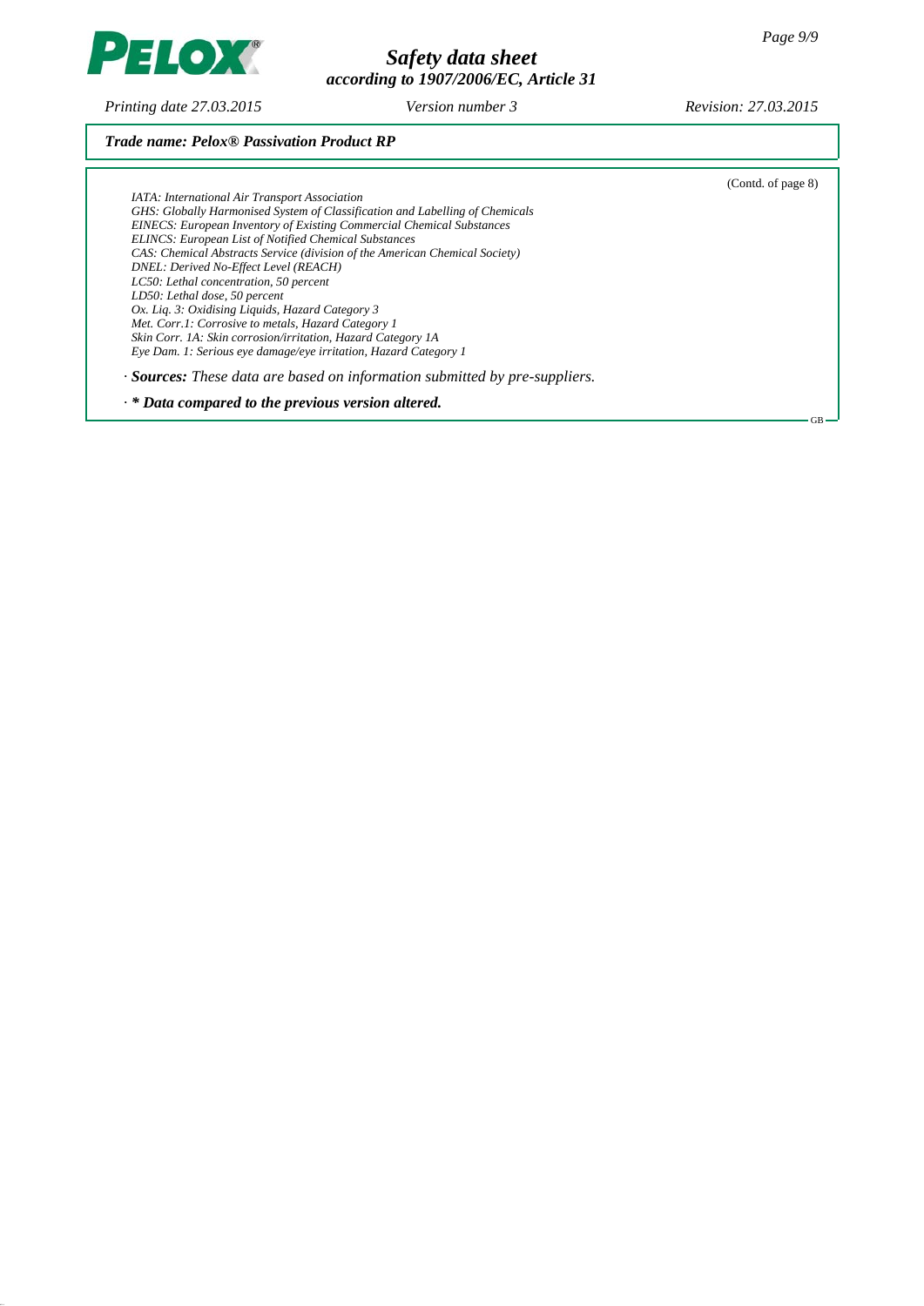*Trade name: Pelox® Passivation Product RP*

(Contd. of page 8)

*IATA: International Air Transport Association*
*GHS: Globally Harmonised System of Classification and Labelling of Chemicals*
*EINECS: European Inventory of Existing Commercial Chemical Substances*
*ELINCS: European List of Notified Chemical Substances*
*CAS: Chemical Abstracts Service (division of the American Chemical Society)*
*DNEL: Derived No-Effect Level (REACH)*
*LC50: Lethal concentration, 50 percent*
*LD50: Lethal dose, 50 percent*
*Ox. Liq. 3: Oxidising Liquids, Hazard Category 3*
*Met. Corr.1: Corrosive to metals, Hazard Category 1*
*Skin Corr. 1A: Skin corrosion/irritation, Hazard Category 1A*
*Eye Dam. 1: Serious eye damage/eye irritation, Hazard Category 1*

· ***Sources:*** *These data are based on information submitted by pre-suppliers.*

· ***\* Data compared to the previous version altered.***

GB